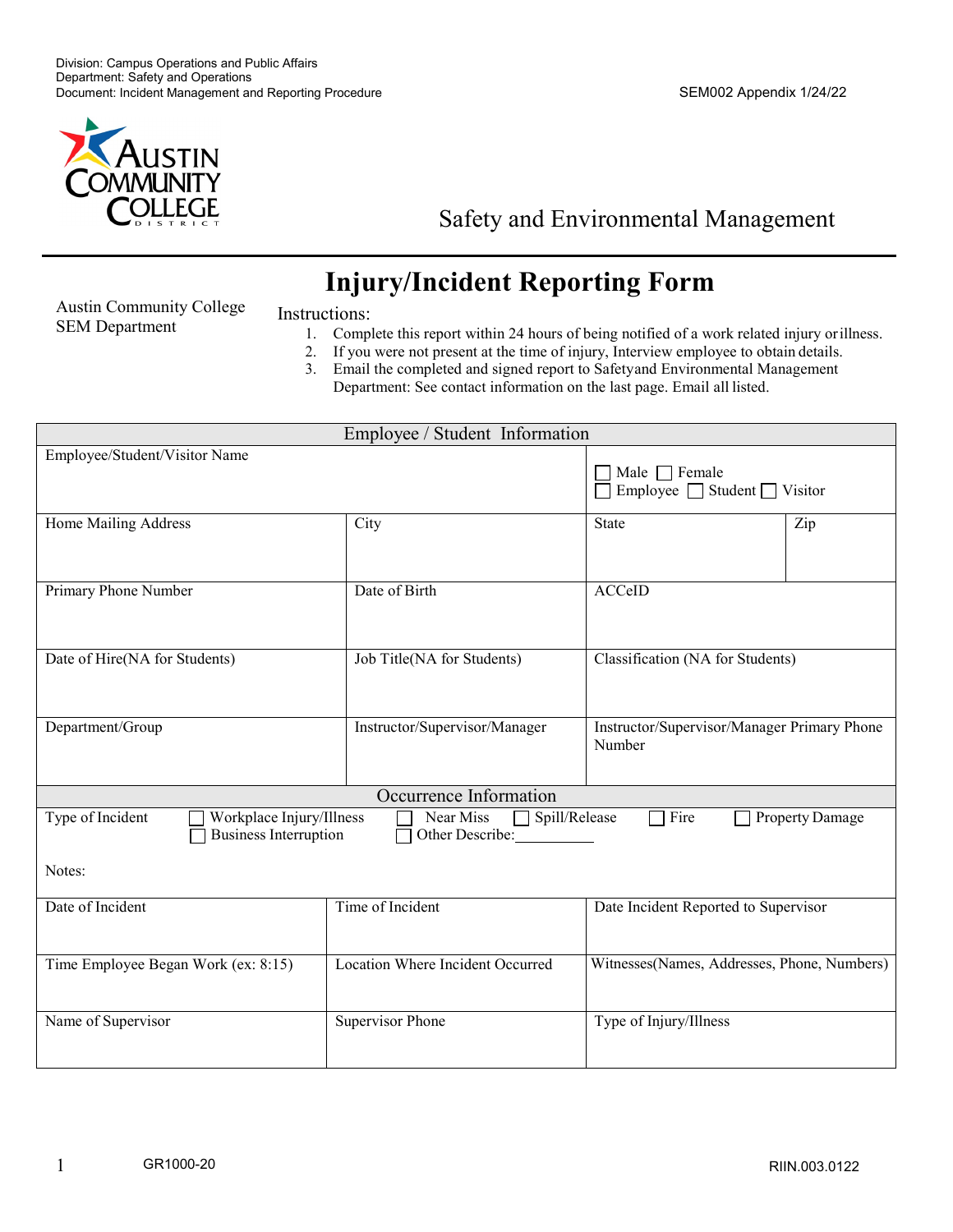Division: Campus Operations and Public Affairs
Department: Safety and Operations
Document: Incident Management and Reporting Procedure

SEM002 Appendix 1/24/22

Austin Community College District

Safety and Environmental Management

# Injury/Incident Reporting Form

Austin Community College
SEM Department

Instructions:

1. Complete this report within 24 hours of being notified of a work related injury or illness.
2. If you were not present at the time of injury, Interview employee to obtain details.
3. Email the completed and signed report to Safetyand Environmental Management Department: See contact information on the last page. Email all listed.

| Employee / Student Information | | | |
|---|---|---|---|
| Employee/Student/Visitor Name | | ☐ Male ☐ Female<br>☐ Employee ☐ Student ☐ Visitor | |
| Home Mailing Address | City | State | Zip |
| Primary Phone Number | Date of Birth | ACCeID | |
| Date of Hire(NA for Students) | Job Title(NA for Students) | Classification (NA for Students) | |
| Department/Group | Instructor/Supervisor/Manager | Instructor/Supervisor/Manager Primary Phone Number | |

| Occurrence Information | | |
|---|---|---|
| Type of Incident ☐ Workplace Injury/Illness ☐ Near Miss ☐ Spill/Release ☐ Fire ☐ Property Damage ☐ Business Interruption ☐ Other Describe:________<br><br>Notes: | | |
| Date of Incident | Time of Incident | Date Incident Reported to Supervisor |
| Time Employee Began Work (ex: 8:15) | Location Where Incident Occurred | Witnesses(Names, Addresses, Phone, Numbers) |
| Name of Supervisor | Supervisor Phone | Type of Injury/Illness |

GR1000-20

RIIN.003.0122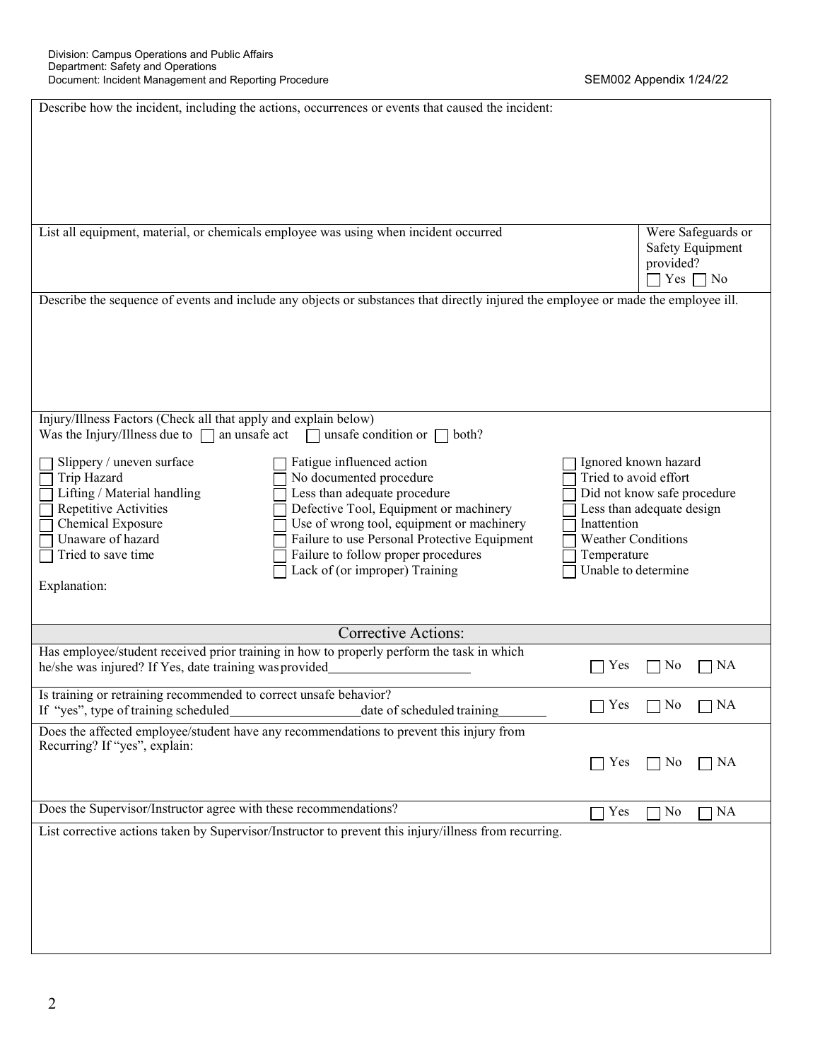Describe how the incident, including the actions, occurrences or events that caused the incident:

| List all equipment, material, or chemicals employee was using when incident occurred | Were Safeguards or Safety Equipment provided? ☐ Yes ☐ No |
|---|---|

Describe the sequence of events and include any objects or substances that directly injured the employee or made the employee ill.

Injury/Illness Factors (Check all that apply and explain below)

Was the Injury/Illness due to ☐ an unsafe act ☐ unsafe condition or ☐ both?

- ☐ Slippery / uneven surface
- ☐ Trip Hazard
- ☐ Lifting / Material handling
- ☐ Repetitive Activities
- ☐ Chemical Exposure
- ☐ Unaware of hazard
- ☐ Tried to save time
- ☐ Fatigue influenced action
- ☐ No documented procedure
- ☐ Less than adequate procedure
- ☐ Defective Tool, Equipment or machinery
- ☐ Use of wrong tool, equipment or machinery
- ☐ Failure to use Personal Protective Equipment
- ☐ Failure to follow proper procedures
- ☐ Lack of (or improper) Training
- ☐ Ignored known hazard
- ☐ Tried to avoid effort
- ☐ Did not know safe procedure
- ☐ Less than adequate design
- ☐ Inattention
- ☐ Weather Conditions
- ☐ Temperature
- ☐ Unable to determine

Explanation:

## Corrective Actions:

| Question | Yes | No | NA |
|---|---|---|---|
| Has employee/student received prior training in how to properly perform the task in which he/she was injured? If Yes, date training was provided\_\_\_\_\_\_\_\_\_\_\_\_\_\_\_\_\_\_\_\_ | ☐ Yes | ☐ No | ☐ NA |
| Is training or retraining recommended to correct unsafe behavior? If "yes", type of training scheduled\_\_\_\_\_\_\_\_\_\_\_\_\_\_\_\_\_\_\_\_ date of scheduled training\_\_\_\_\_\_\_ | ☐ Yes | ☐ No | ☐ NA |
| Does the affected employee/student have any recommendations to prevent this injury from Recurring? If "yes", explain: | ☐ Yes | ☐ No | ☐ NA |
| Does the Supervisor/Instructor agree with these recommendations? | ☐ Yes | ☐ No | ☐ NA |

List corrective actions taken by Supervisor/Instructor to prevent this injury/illness from recurring.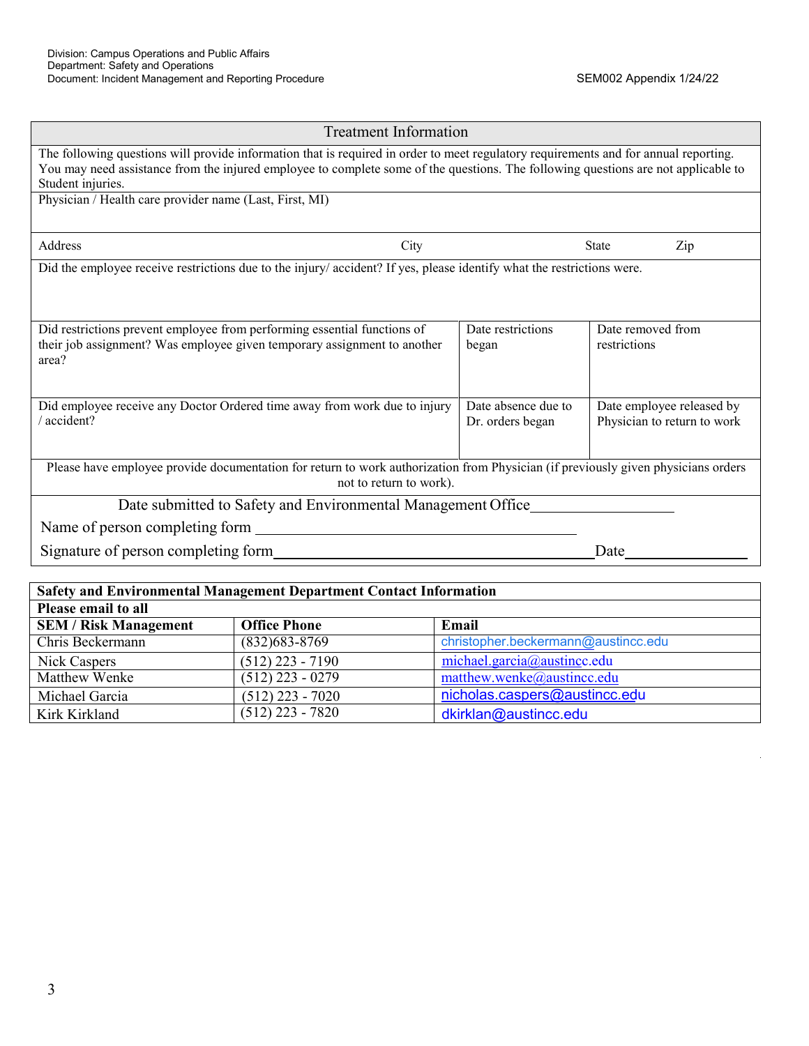| Treatment Information | | |
|---|---|---|
| The following questions will provide information that is required in order to meet regulatory requirements and for annual reporting. You may need assistance from the injured employee to complete some of the questions. The following questions are not applicable to Student injuries. | | |
| Physician / Health care provider name (Last, First, MI) | | |
| Address City | State | Zip |
| Did the employee receive restrictions due to the injury/ accident? If yes, please identify what the restrictions were. | | |
| Did restrictions prevent employee from performing essential functions of their job assignment? Was employee given temporary assignment to another area? | Date restrictions began | Date removed from restrictions |
| Did employee receive any Doctor Ordered time away from work due to injury / accident? | Date absence due to Dr. orders began | Date employee released by Physician to return to work |
| Please have employee provide documentation for return to work authorization from Physician (if previously given physicians orders not to return to work). | | |

Date submitted to Safety and Environmental Management Office\_\_\_\_\_\_\_\_\_\_\_\_\_\_\_\_\_\_

Name of person completing form \_\_\_\_\_\_\_\_\_\_\_\_\_\_\_\_\_\_\_\_\_\_\_\_\_\_\_\_\_\_\_\_\_\_\_\_\_\_\_\_

Signature of person completing form\_\_\_\_\_\_\_\_\_\_\_\_\_\_\_\_\_\_\_\_\_\_\_\_\_\_\_\_\_\_\_\_\_\_\_\_\_\_\_\_ Date\_\_\_\_\_\_\_\_\_\_\_\_\_\_\_\_

**Safety and Environmental Management Department Contact Information**

**Please email to all**

| **SEM / Risk Management** | **Office Phone** | **Email** |
|---|---|---|
| Chris Beckermann | (832)683-8769 | christopher.beckermann@austincc.edu |
| Nick Caspers | (512) 223 - 7190 | michael.garcia@austincc.edu |
| Matthew Wenke | (512) 223 - 0279 | matthew.wenke@austincc.edu |
| Michael Garcia | (512) 223 - 7020 | nicholas.caspers@austincc.edu |
| Kirk Kirkland | (512) 223 - 7820 | dkirklan@austincc.edu |